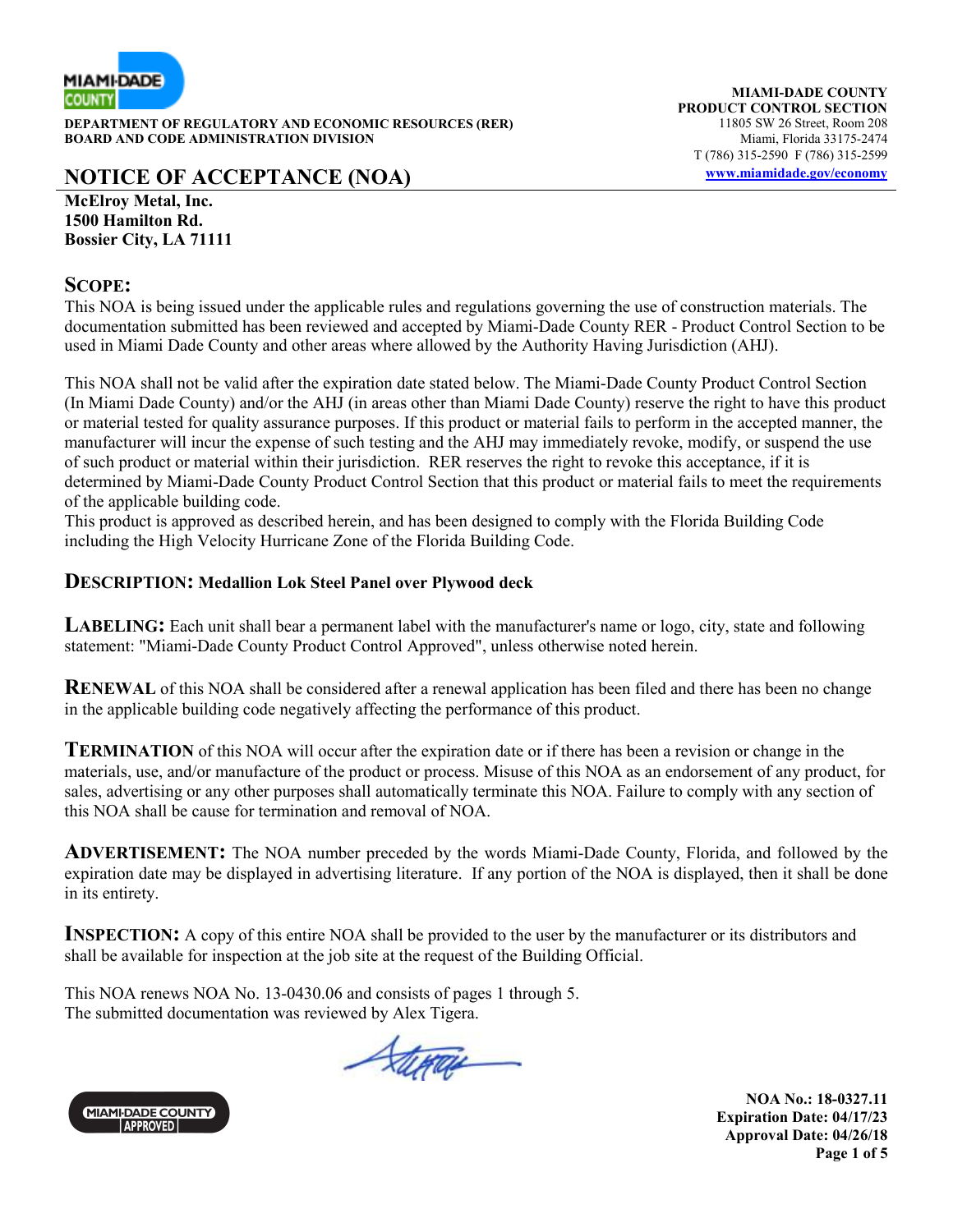MIAMI-DADE COUNTY

**DEPARTMENT OF REGULATORY AND ECONOMIC RESOURCES (RER)**
**BOARD AND CODE ADMINISTRATION DIVISION**

**MIAMI-DADE COUNTY**
**PRODUCT CONTROL SECTION**
11805 SW 26 Street, Room 208
Miami, Florida 33175-2474
T (786) 315-2590 F (786) 315-2599
www.miamidade.gov/economy

# NOTICE OF ACCEPTANCE (NOA)

**McElroy Metal, Inc.**
**1500 Hamilton Rd.**
**Bossier City, LA 71111**

## SCOPE:

This NOA is being issued under the applicable rules and regulations governing the use of construction materials. The documentation submitted has been reviewed and accepted by Miami-Dade County RER - Product Control Section to be used in Miami Dade County and other areas where allowed by the Authority Having Jurisdiction (AHJ).

This NOA shall not be valid after the expiration date stated below. The Miami-Dade County Product Control Section (In Miami Dade County) and/or the AHJ (in areas other than Miami Dade County) reserve the right to have this product or material tested for quality assurance purposes. If this product or material fails to perform in the accepted manner, the manufacturer will incur the expense of such testing and the AHJ may immediately revoke, modify, or suspend the use of such product or material within their jurisdiction. RER reserves the right to revoke this acceptance, if it is determined by Miami-Dade County Product Control Section that this product or material fails to meet the requirements of the applicable building code.
This product is approved as described herein, and has been designed to comply with the Florida Building Code including the High Velocity Hurricane Zone of the Florida Building Code.

**DESCRIPTION: Medallion Lok Steel Panel over Plywood deck**

**LABELING:** Each unit shall bear a permanent label with the manufacturer's name or logo, city, state and following statement: "Miami-Dade County Product Control Approved", unless otherwise noted herein.

**RENEWAL** of this NOA shall be considered after a renewal application has been filed and there has been no change in the applicable building code negatively affecting the performance of this product.

**TERMINATION** of this NOA will occur after the expiration date or if there has been a revision or change in the materials, use, and/or manufacture of the product or process. Misuse of this NOA as an endorsement of any product, for sales, advertising or any other purposes shall automatically terminate this NOA. Failure to comply with any section of this NOA shall be cause for termination and removal of NOA.

**ADVERTISEMENT:** The NOA number preceded by the words Miami-Dade County, Florida, and followed by the expiration date may be displayed in advertising literature. If any portion of the NOA is displayed, then it shall be done in its entirety.

**INSPECTION:** A copy of this entire NOA shall be provided to the user by the manufacturer or its distributors and shall be available for inspection at the job site at the request of the Building Official.

This NOA renews NOA No. 13-0430.06 and consists of pages 1 through 5.
The submitted documentation was reviewed by Alex Tigera.

MIAMI-DADE COUNTY APPROVED

**NOA No.: 18-0327.11**
**Expiration Date: 04/17/23**
**Approval Date: 04/26/18**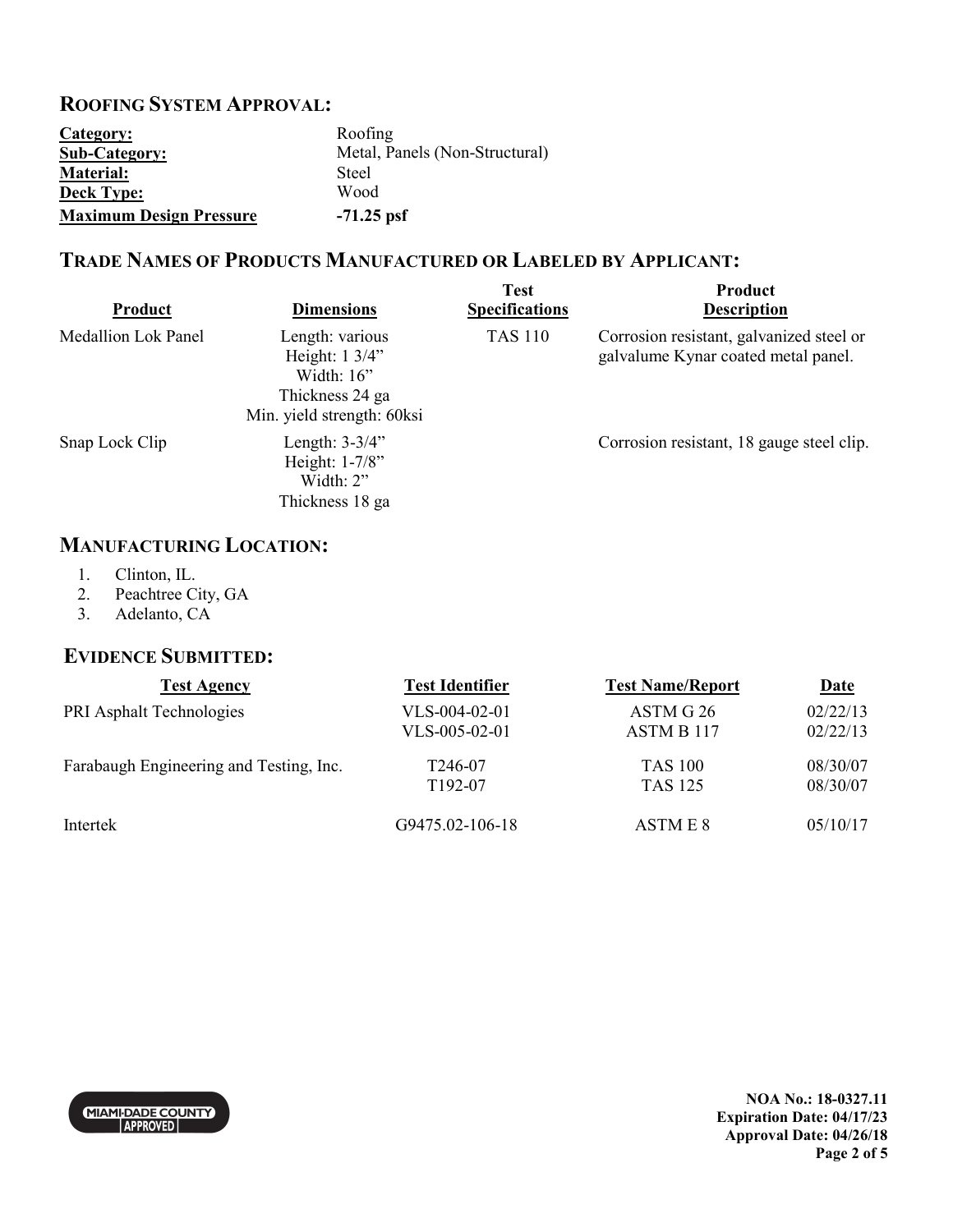## ROOFING SYSTEM APPROVAL:

| | |
|---|---|
| **Category:** | Roofing |
| **Sub-Category:** | Metal, Panels (Non-Structural) |
| **Material:** | Steel |
| **Deck Type:** | Wood |
| **Maximum Design Pressure** | **-71.25 psf** |

## TRADE NAMES OF PRODUCTS MANUFACTURED OR LABELED BY APPLICANT:

| Product | Dimensions | Test Specifications | Product Description |
|---|---|---|---|
| Medallion Lok Panel | Length: various<br>Height: 1 3/4"<br>Width: 16"<br>Thickness 24 ga<br>Min. yield strength: 60ksi | TAS 110 | Corrosion resistant, galvanized steel or galvalume Kynar coated metal panel. |
| Snap Lock Clip | Length: 3-3/4"<br>Height: 1-7/8"<br>Width: 2"<br>Thickness 18 ga | | Corrosion resistant, 18 gauge steel clip. |

## MANUFACTURING LOCATION:

1. Clinton, IL.
2. Peachtree City, GA
3. Adelanto, CA

## EVIDENCE SUBMITTED:

| Test Agency | Test Identifier | Test Name/Report | Date |
|---|---|---|---|
| PRI Asphalt Technologies | VLS-004-02-01 | ASTM G 26 | 02/22/13 |
| | VLS-005-02-01 | ASTM B 117 | 02/22/13 |
| Farabaugh Engineering and Testing, Inc. | T246-07 | TAS 100 | 08/30/07 |
| | T192-07 | TAS 125 | 08/30/07 |
| Intertek | G9475.02-106-18 | ASTM E 8 | 05/10/17 |

NOA No.: 18-0327.11
Expiration Date: 04/17/23
Approval Date: 04/26/18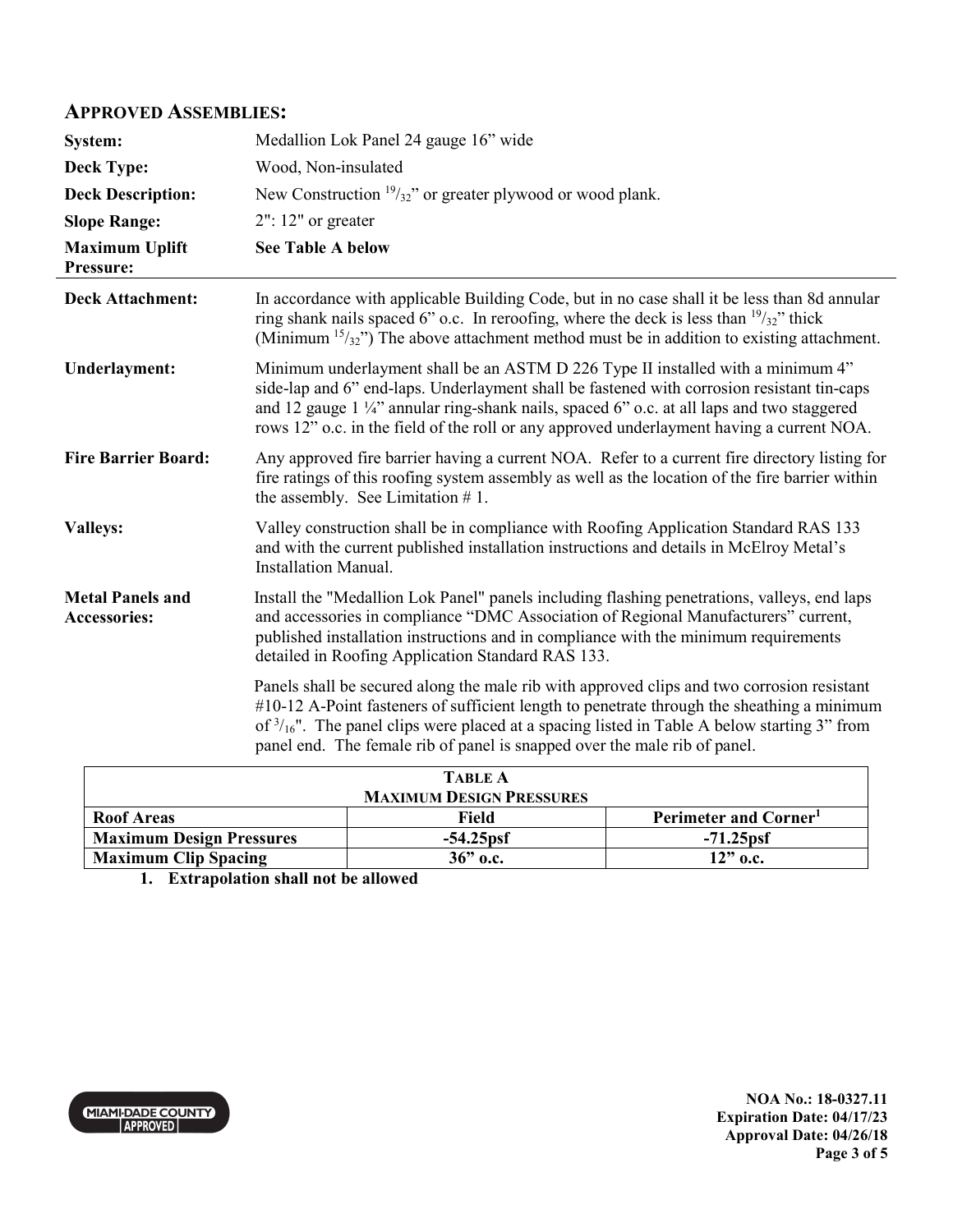## APPROVED ASSEMBLIES:

**System:** Medallion Lok Panel 24 gauge 16" wide

**Deck Type:** Wood, Non-insulated

**Deck Description:** New Construction $^{19}/_{32}$" or greater plywood or wood plank.

**Slope Range:** 2": 12" or greater

**Maximum Uplift Pressure:** **See Table A below**

**Deck Attachment:** In accordance with applicable Building Code, but in no case shall it be less than 8d annular ring shank nails spaced 6" o.c. In reroofing, where the deck is less than $^{19}/_{32}$" thick (Minimum $^{15}/_{32}$") The above attachment method must be in addition to existing attachment.

**Underlayment:** Minimum underlayment shall be an ASTM D 226 Type II installed with a minimum 4" side-lap and 6" end-laps. Underlayment shall be fastened with corrosion resistant tin-caps and 12 gauge 1 ¼" annular ring-shank nails, spaced 6" o.c. at all laps and two staggered rows 12" o.c. in the field of the roll or any approved underlayment having a current NOA.

**Fire Barrier Board:** Any approved fire barrier having a current NOA. Refer to a current fire directory listing for fire ratings of this roofing system assembly as well as the location of the fire barrier within the assembly. See Limitation # 1.

**Valleys:** Valley construction shall be in compliance with Roofing Application Standard RAS 133 and with the current published installation instructions and details in McElroy Metal's Installation Manual.

**Metal Panels and Accessories:** Install the "Medallion Lok Panel" panels including flashing penetrations, valleys, end laps and accessories in compliance "DMC Association of Regional Manufacturers" current, published installation instructions and in compliance with the minimum requirements detailed in Roofing Application Standard RAS 133.

Panels shall be secured along the male rib with approved clips and two corrosion resistant #10-12 A-Point fasteners of sufficient length to penetrate through the sheathing a minimum of $^{3}/_{16}$". The panel clips were placed at a spacing listed in Table A below starting 3" from panel end. The female rib of panel is snapped over the male rib of panel.

**TABLE A**
**MAXIMUM DESIGN PRESSURES**

| Roof Areas | Field | Perimeter and Corner[1] |
|---|---|---|
| **Maximum Design Pressures** | **-54.25psf** | **-71.25psf** |
| **Maximum Clip Spacing** | **36" o.c.** | **12" o.c.** |

1. **Extrapolation shall not be allowed**

**NOA No.: 18-0327.11**
**Expiration Date: 04/17/23**
**Approval Date: 04/26/18**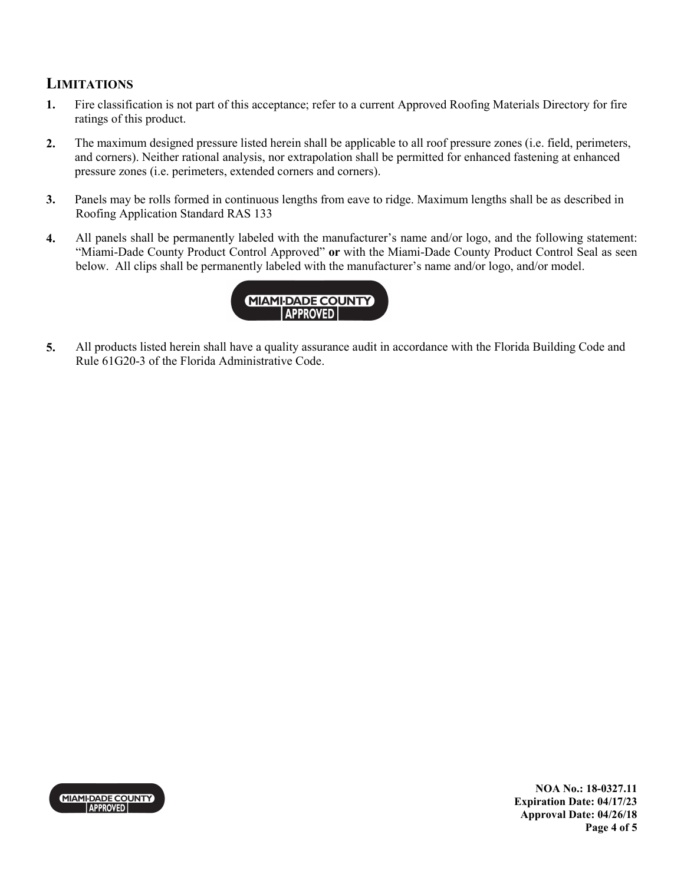## LIMITATIONS

1. Fire classification is not part of this acceptance; refer to a current Approved Roofing Materials Directory for fire ratings of this product.

2. The maximum designed pressure listed herein shall be applicable to all roof pressure zones (i.e. field, perimeters, and corners). Neither rational analysis, nor extrapolation shall be permitted for enhanced fastening at enhanced pressure zones (i.e. perimeters, extended corners and corners).

3. Panels may be rolls formed in continuous lengths from eave to ridge. Maximum lengths shall be as described in Roofing Application Standard RAS 133

4. All panels shall be permanently labeled with the manufacturer's name and/or logo, and the following statement: "Miami-Dade County Product Control Approved" **or** with the Miami-Dade County Product Control Seal as seen below. All clips shall be permanently labeled with the manufacturer's name and/or logo, and/or model.

MIAMI-DADE COUNTY APPROVED

5. All products listed herein shall have a quality assurance audit in accordance with the Florida Building Code and Rule 61G20-3 of the Florida Administrative Code.

**NOA No.: 18-0327.11**
**Expiration Date: 04/17/23**
**Approval Date: 04/26/18**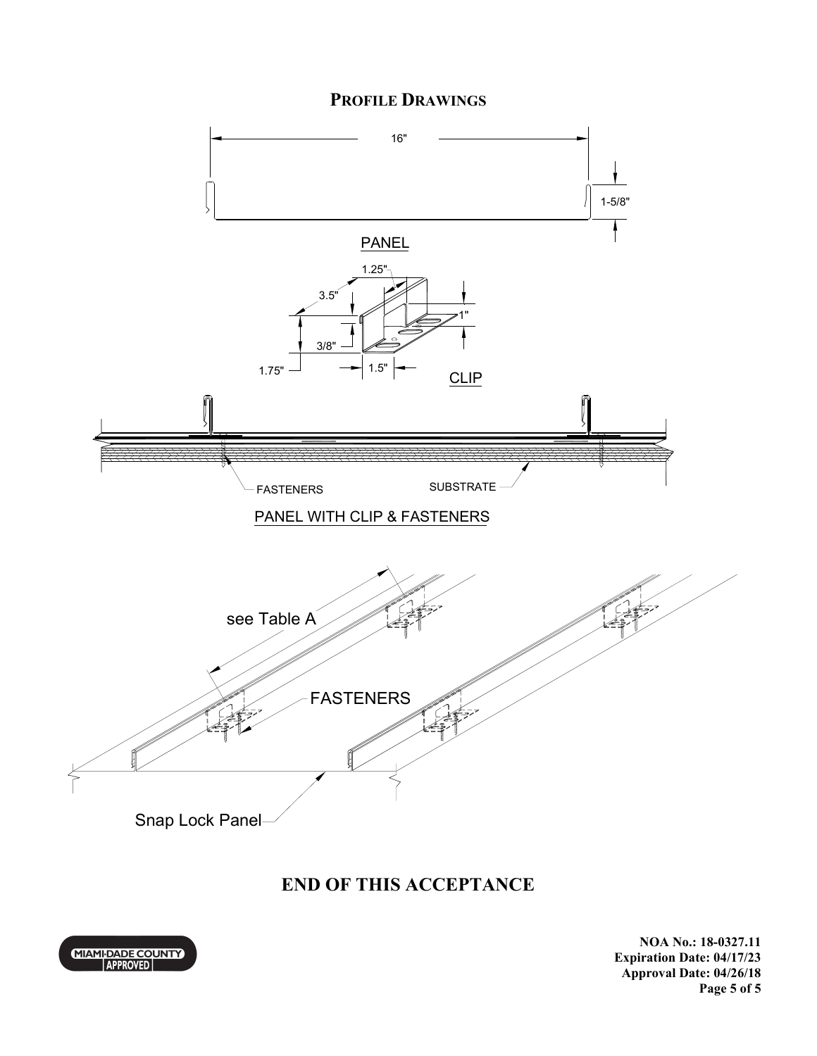## Profile Drawings

16"

1-5/8"

PANEL

1.25"

3.5"

1"

3/8"

1.75"

1.5"

CLIP

FASTENERS

SUBSTRATE

PANEL WITH CLIP & FASTENERS

see Table A

FASTENERS

Snap Lock Panel

# END OF THIS ACCEPTANCE

MIAMI-DADE COUNTY APPROVED

**NOA No.: 18-0327.11**
**Expiration Date: 04/17/23**
**Approval Date: 04/26/18**